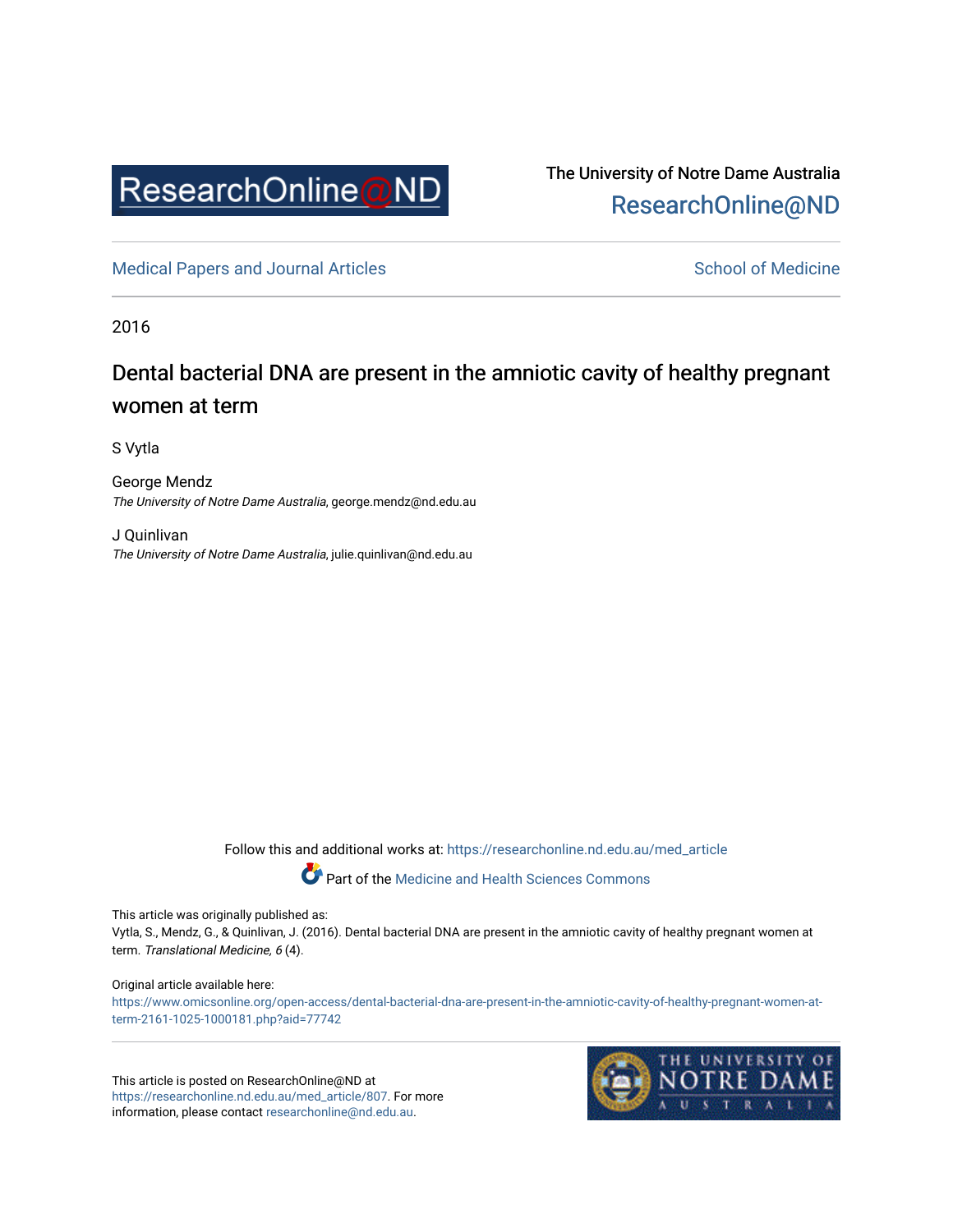ResearchOnline@ND

The University of Notre Dame Australia
ResearchOnline@ND

Medical Papers and Journal Articles School of Medicine

2016

# Dental bacterial DNA are present in the amniotic cavity of healthy pregnant women at term

S Vytla

George Mendz
*The University of Notre Dame Australia*, george.mendz@nd.edu.au

J Quinlivan
*The University of Notre Dame Australia*, julie.quinlivan@nd.edu.au

Follow this and additional works at: https://researchonline.nd.edu.au/med_article

Part of the Medicine and Health Sciences Commons

This article was originally published as:
Vytla, S., Mendz, G., & Quinlivan, J. (2016). Dental bacterial DNA are present in the amniotic cavity of healthy pregnant women at term. *Translational Medicine, 6* (4).

Original article available here:
https://www.omicsonline.org/open-access/dental-bacterial-dna-are-present-in-the-amniotic-cavity-of-healthy-pregnant-women-at-term-2161-1025-1000181.php?aid=77742

This article is posted on ResearchOnline@ND at https://researchonline.nd.edu.au/med_article/807. For more information, please contact researchonline@nd.edu.au.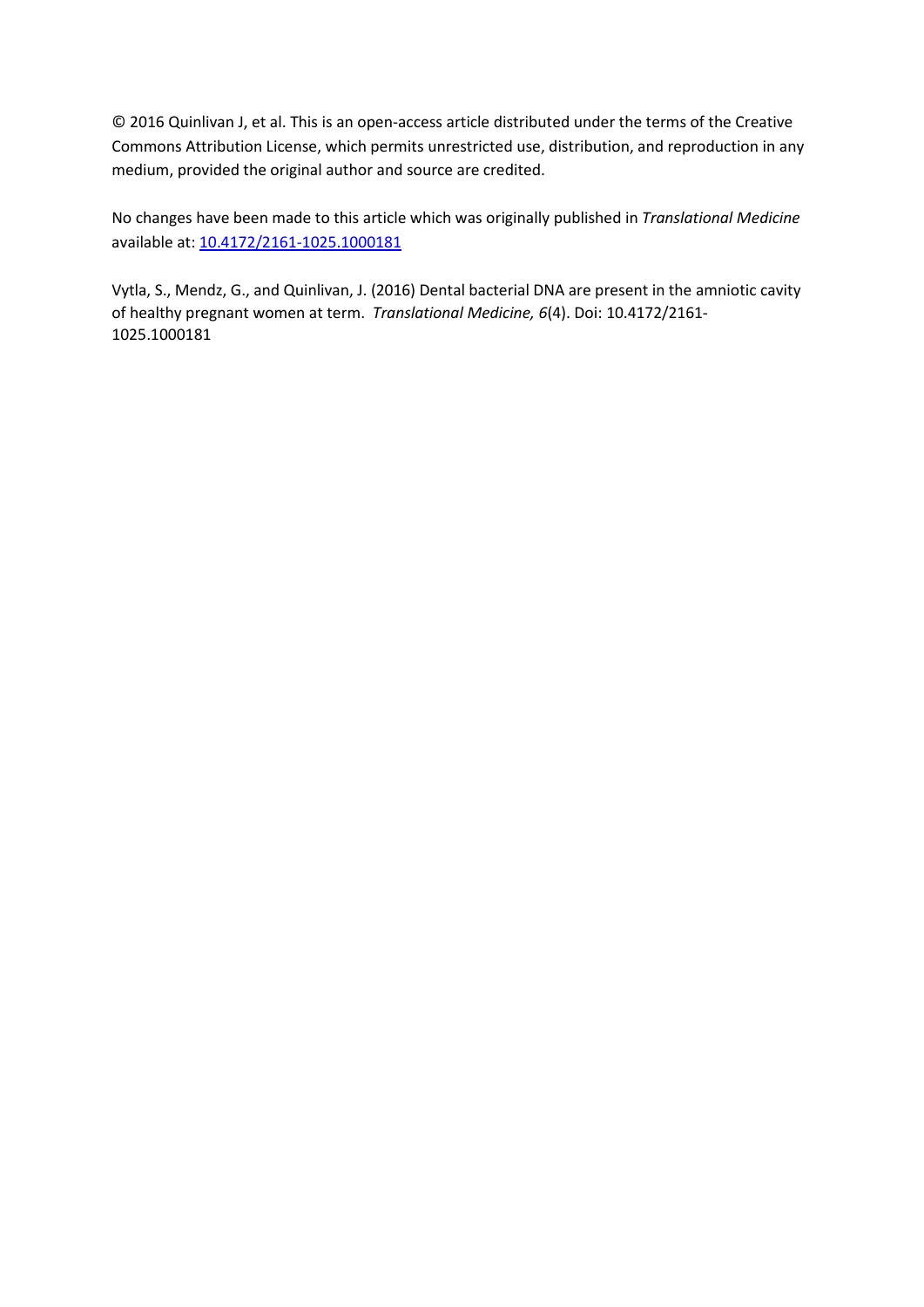© 2016 Quinlivan J, et al. This is an open-access article distributed under the terms of the Creative Commons Attribution License, which permits unrestricted use, distribution, and reproduction in any medium, provided the original author and source are credited.

No changes have been made to this article which was originally published in *Translational Medicine* available at: [10.4172/2161-1025.1000181](https://doi.org/10.4172/2161-1025.1000181)

Vytla, S., Mendz, G., and Quinlivan, J. (2016) Dental bacterial DNA are present in the amniotic cavity of healthy pregnant women at term. *Translational Medicine, 6*(4). Doi: 10.4172/2161-1025.1000181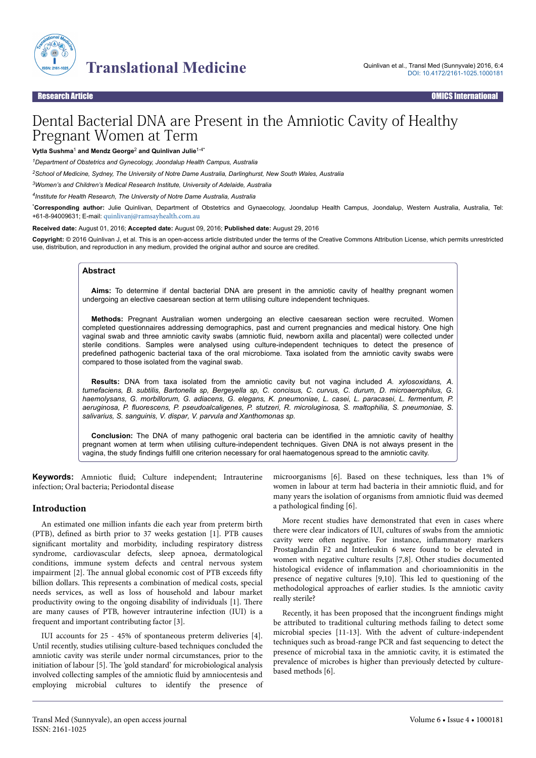# Dental Bacterial DNA are Present in the Amniotic Cavity of Healthy Pregnant Women at Term

**Vytla Sushma**[1] **and Mendz George**[2] **and Quinlivan Julie**[1-4*]

[1]*Department of Obstetrics and Gynecology, Joondalup Health Campus, Australia*

[2]*School of Medicine, Sydney, The University of Notre Dame Australia, Darlinghurst, New South Wales, Australia*

[3]*Women's and Children's Medical Research Institute, University of Adelaide, Australia*

[4]*Institute for Health Research, The University of Notre Dame Australia, Australia*

[*]**Corresponding author:** Julie Quinlivan, Department of Obstetrics and Gynaecology, Joondalup Health Campus, Joondalup, Western Australia, Australia, Tel: +61-8-94009631; E-mail: quinlivanj@ramsayhealth.com.au

**Received date:** August 01, 2016; **Accepted date:** August 09, 2016; **Published date:** August 29, 2016

**Copyright:** © 2016 Quinlivan J, et al. This is an open-access article distributed under the terms of the Creative Commons Attribution License, which permits unrestricted use, distribution, and reproduction in any medium, provided the original author and source are credited.

## Abstract

**Aims:** To determine if dental bacterial DNA are present in the amniotic cavity of healthy pregnant women undergoing an elective caesarean section at term utilising culture independent techniques.

**Methods:** Pregnant Australian women undergoing an elective caesarean section were recruited. Women completed questionnaires addressing demographics, past and current pregnancies and medical history. One high vaginal swab and three amniotic cavity swabs (amniotic fluid, newborn axilla and placental) were collected under sterile conditions. Samples were analysed using culture-independent techniques to detect the presence of predefined pathogenic bacterial taxa of the oral microbiome. Taxa isolated from the amniotic cavity swabs were compared to those isolated from the vaginal swab.

**Results:** DNA from taxa isolated from the amniotic cavity but not vagina included *A. xylosoxidans, A. tumefaciens, B. subtilis, Bartonella sp, Bergeyella sp, C. concisus, C. curvus, C. durum, D. microaerophilus, G. haemolysans, G. morbillorum, G. adiacens, G. elegans, K. pneumoniae, L. casei, L. paracasei, L. fermentum, P. aeruginosa, P. fluorescens, P. pseudoalcaligenes, P. stutzeri, R. microluginosa, S. maltophilia, S. pneumoniae, S. salivarius, S. sanguinis, V. dispar, V. parvula and Xanthomonas sp.*

**Conclusion:** The DNA of many pathogenic oral bacteria can be identified in the amniotic cavity of healthy pregnant women at term when utilising culture-independent techniques. Given DNA is not always present in the vagina, the study findings fulfill one criterion necessary for oral haematogenous spread to the amniotic cavity.

**Keywords:** Amniotic fluid; Culture independent; Intrauterine infection; Oral bacteria; Periodontal disease

## Introduction

An estimated one million infants die each year from preterm birth (PTB), defined as birth prior to 37 weeks gestation [1]. PTB causes significant mortality and morbidity, including respiratory distress syndrome, cardiovascular defects, sleep apnoea, dermatological conditions, immune system defects and central nervous system impairment [2]. The annual global economic cost of PTB exceeds fifty billion dollars. This represents a combination of medical costs, special needs services, as well as loss of household and labour market productivity owing to the ongoing disability of individuals [1]. There are many causes of PTB, however intrauterine infection (IUI) is a frequent and important contributing factor [3].

IUI accounts for 25 - 45% of spontaneous preterm deliveries [4]. Until recently, studies utilising culture-based techniques concluded the amniotic cavity was sterile under normal circumstances, prior to the initiation of labour [5]. The 'gold standard' for microbiological analysis involved collecting samples of the amniotic fluid by amniocentesis and employing microbial cultures to identify the presence of microorganisms [6]. Based on these techniques, less than 1% of women in labour at term had bacteria in their amniotic fluid, and for many years the isolation of organisms from amniotic fluid was deemed a pathological finding [6].

More recent studies have demonstrated that even in cases where there were clear indicators of IUI, cultures of swabs from the amniotic cavity were often negative. For instance, inflammatory markers Prostaglandin F2 and Interleukin 6 were found to be elevated in women with negative culture results [7,8]. Other studies documented histological evidence of inflammation and chorioamnionitis in the presence of negative cultures [9,10]. This led to questioning of the methodological approaches of earlier studies. Is the amniotic cavity really sterile?

Recently, it has been proposed that the incongruent findings might be attributed to traditional culturing methods failing to detect some microbial species [11-13]. With the advent of culture-independent techniques such as broad-range PCR and fast sequencing to detect the presence of microbial taxa in the amniotic cavity, it is estimated the prevalence of microbes is higher than previously detected by culture-based methods [6].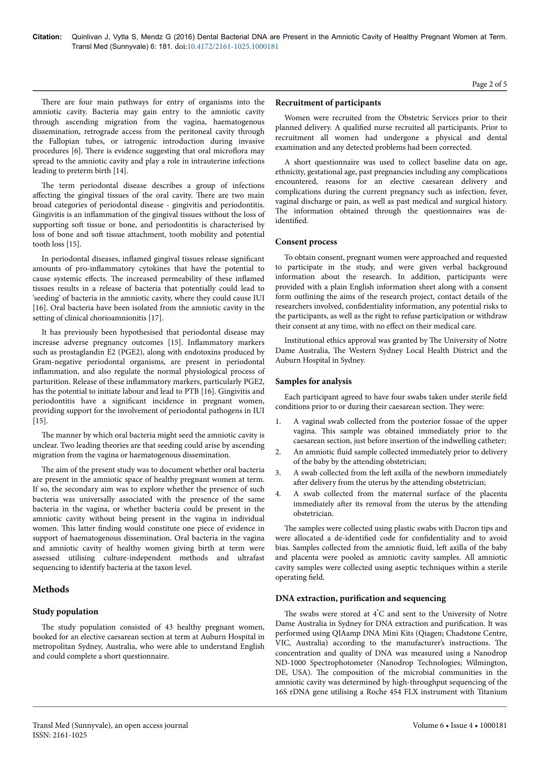There are four main pathways for entry of organisms into the amniotic cavity. Bacteria may gain entry to the amniotic cavity through ascending migration from the vagina, haematogenous dissemination, retrograde access from the peritoneal cavity through the Fallopian tubes, or iatrogenic introduction during invasive procedures [6]. There is evidence suggesting that oral microflora may spread to the amniotic cavity and play a role in intrauterine infections leading to preterm birth [14].

The term periodontal disease describes a group of infections affecting the gingival tissues of the oral cavity. There are two main broad categories of periodontal disease - gingivitis and periodontitis. Gingivitis is an inflammation of the gingival tissues without the loss of supporting soft tissue or bone, and periodontitis is characterised by loss of bone and soft tissue attachment, tooth mobility and potential tooth loss [15].

In periodontal diseases, inflamed gingival tissues release significant amounts of pro-inflammatory cytokines that have the potential to cause systemic effects. The increased permeability of these inflamed tissues results in a release of bacteria that potentially could lead to 'seeding' of bacteria in the amniotic cavity, where they could cause IUI [16]. Oral bacteria have been isolated from the amniotic cavity in the setting of clinical chorioamnionitis [17].

It has previously been hypothesised that periodontal disease may increase adverse pregnancy outcomes [15]. Inflammatory markers such as prostaglandin E2 (PGE2), along with endotoxins produced by Gram-negative periodontal organisms, are present in periodontal inflammation, and also regulate the normal physiological process of parturition. Release of these inflammatory markers, particularly PGE2, has the potential to initiate labour and lead to PTB [16]. Gingivitis and periodontitis have a significant incidence in pregnant women, providing support for the involvement of periodontal pathogens in IUI [15].

The manner by which oral bacteria might seed the amniotic cavity is unclear. Two leading theories are that seeding could arise by ascending migration from the vagina or haematogenous dissemination.

The aim of the present study was to document whether oral bacteria are present in the amniotic space of healthy pregnant women at term. If so, the secondary aim was to explore whether the presence of such bacteria was universally associated with the presence of the same bacteria in the vagina, or whether bacteria could be present in the amniotic cavity without being present in the vagina in individual women. This latter finding would constitute one piece of evidence in support of haematogenous dissemination. Oral bacteria in the vagina and amniotic cavity of healthy women giving birth at term were assessed utilising culture-independent methods and ultrafast sequencing to identify bacteria at the taxon level.

## Methods

### Study population

The study population consisted of 43 healthy pregnant women, booked for an elective caesarean section at term at Auburn Hospital in metropolitan Sydney, Australia, who were able to understand English and could complete a short questionnaire.

### Recruitment of participants

Women were recruited from the Obstetric Services prior to their planned delivery. A qualified nurse recruited all participants. Prior to recruitment all women had undergone a physical and dental examination and any detected problems had been corrected.

A short questionnaire was used to collect baseline data on age, ethnicity, gestational age, past pregnancies including any complications encountered, reasons for an elective caesarean delivery and complications during the current pregnancy such as infection, fever, vaginal discharge or pain, as well as past medical and surgical history. The information obtained through the questionnaires was de-identified.

### Consent process

To obtain consent, pregnant women were approached and requested to participate in the study, and were given verbal background information about the research. In addition, participants were provided with a plain English information sheet along with a consent form outlining the aims of the research project, contact details of the researchers involved, confidentiality information, any potential risks to the participants, as well as the right to refuse participation or withdraw their consent at any time, with no effect on their medical care.

Institutional ethics approval was granted by The University of Notre Dame Australia, The Western Sydney Local Health District and the Auburn Hospital in Sydney.

### Samples for analysis

Each participant agreed to have four swabs taken under sterile field conditions prior to or during their caesarean section. They were:

1. A vaginal swab collected from the posterior fossae of the upper vagina. This sample was obtained immediately prior to the caesarean section, just before insertion of the indwelling catheter;
2. An amniotic fluid sample collected immediately prior to delivery of the baby by the attending obstetrician;
3. A swab collected from the left axilla of the newborn immediately after delivery from the uterus by the attending obstetrician;
4. A swab collected from the maternal surface of the placenta immediately after its removal from the uterus by the attending obstetrician.

The samples were collected using plastic swabs with Dacron tips and were allocated a de-identified code for confidentiality and to avoid bias. Samples collected from the amniotic fluid, left axilla of the baby and placenta were pooled as amniotic cavity samples. All amniotic cavity samples were collected using aseptic techniques within a sterile operating field.

### DNA extraction, purification and sequencing

The swabs were stored at 4°C and sent to the University of Notre Dame Australia in Sydney for DNA extraction and purification. It was performed using QIAamp DNA Mini Kits (Qiagen; Chadstone Centre, VIC, Australia) according to the manufacturer's instructions. The concentration and quality of DNA was measured using a Nanodrop ND-1000 Spectrophotometer (Nanodrop Technologies; Wilmington, DE, USA). The composition of the microbial communities in the amniotic cavity was determined by high-throughput sequencing of the 16S rDNA gene utilising a Roche 454 FLX instrument with Titanium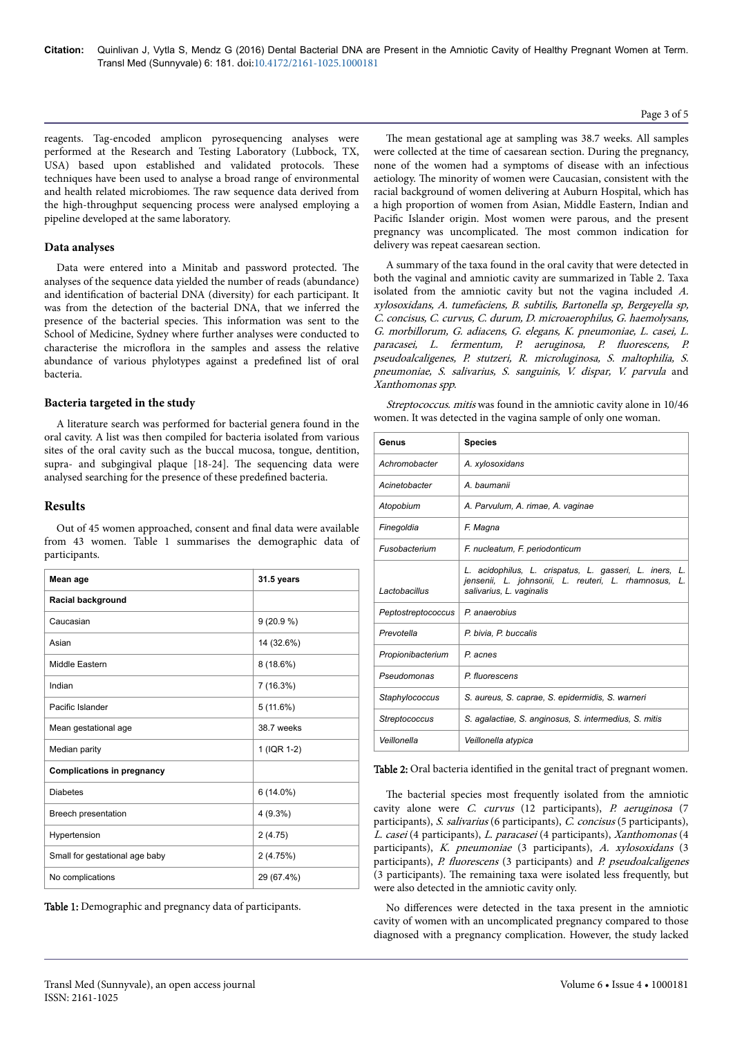reagents. Tag-encoded amplicon pyrosequencing analyses were performed at the Research and Testing Laboratory (Lubbock, TX, USA) based upon established and validated protocols. These techniques have been used to analyse a broad range of environmental and health related microbiomes. The raw sequence data derived from the high-throughput sequencing process were analysed employing a pipeline developed at the same laboratory.

### Data analyses

Data were entered into a Minitab and password protected. The analyses of the sequence data yielded the number of reads (abundance) and identification of bacterial DNA (diversity) for each participant. It was from the detection of the bacterial DNA, that we inferred the presence of the bacterial species. This information was sent to the School of Medicine, Sydney where further analyses were conducted to characterise the microflora in the samples and assess the relative abundance of various phylotypes against a predefined list of oral bacteria.

### Bacteria targeted in the study

A literature search was performed for bacterial genera found in the oral cavity. A list was then compiled for bacteria isolated from various sites of the oral cavity such as the buccal mucosa, tongue, dentition, supra- and subgingival plaque [18-24]. The sequencing data were analysed searching for the presence of these predefined bacteria.

## Results

Out of 45 women approached, consent and final data were available from 43 women. Table 1 summarises the demographic data of participants.

| **Mean age** | **31.5 years** |
|---|---|
| **Racial background** | |
| Caucasian | 9 (20.9 %) |
| Asian | 14 (32.6%) |
| Middle Eastern | 8 (18.6%) |
| Indian | 7 (16.3%) |
| Pacific Islander | 5 (11.6%) |
| Mean gestational age | 38.7 weeks |
| Median parity | 1 (IQR 1-2) |
| **Complications in pregnancy** | |
| Diabetes | 6 (14.0%) |
| Breech presentation | 4 (9.3%) |
| Hypertension | 2 (4.75) |
| Small for gestational age baby | 2 (4.75%) |
| No complications | 29 (67.4%) |

**Table 1:** Demographic and pregnancy data of participants.

The mean gestational age at sampling was 38.7 weeks. All samples were collected at the time of caesarean section. During the pregnancy, none of the women had a symptoms of disease with an infectious aetiology. The minority of women were Caucasian, consistent with the racial background of women delivering at Auburn Hospital, which has a high proportion of women from Asian, Middle Eastern, Indian and Pacific Islander origin. Most women were parous, and the present pregnancy was uncomplicated. The most common indication for delivery was repeat caesarean section.

A summary of the taxa found in the oral cavity that were detected in both the vaginal and amniotic cavity are summarized in Table 2. Taxa isolated from the amniotic cavity but not the vagina included *A. xylosoxidans, A. tumefaciens, B. subtilis, Bartonella sp, Bergeyella sp, C. concisus, C. curvus, C. durum, D. microaerophilus, G. haemolysans, G. morbillorum, G. adiacens, G. elegans, K. pneumoniae, L. casei, L. paracasei, L. fermentum, P. aeruginosa, P. fluorescens, P. pseudoalcaligenes, P. stutzeri, R. microluginosa, S. maltophilia, S. pneumoniae, S. salivarius, S. sanguinis, V. dispar, V. parvula* and *Xanthomonas spp.*

*Streptococcus. mitis* was found in the amniotic cavity alone in 10/46 women. It was detected in the vagina sample of only one woman.

| **Genus** | **Species** |
|---|---|
| *Achromobacter* | *A. xylosoxidans* |
| *Acinetobacter* | *A. baumanii* |
| *Atopobium* | *A. Parvulum, A. rimae, A. vaginae* |
| *Finegoldia* | *F. Magna* |
| *Fusobacterium* | *F. nucleatum, F. periodonticum* |
| *Lactobacillus* | *L. acidophilus, L. crispatus, L. gasseri, L. iners, L. jensenii, L. johnsonii, L. reuteri, L. rhamnosus, L. salivarius, L. vaginalis* |
| *Peptostreptococcus* | *P. anaerobius* |
| *Prevotella* | *P. bivia, P. buccalis* |
| *Propionibacterium* | *P. acnes* |
| *Pseudomonas* | *P. fluorescens* |
| *Staphylococcus* | *S. aureus, S. caprae, S. epidermidis, S. warneri* |
| *Streptococcus* | *S. agalactiae, S. anginosus, S. intermedius, S. mitis* |
| *Veillonella* | *Veillonella atypica* |

**Table 2:** Oral bacteria identified in the genital tract of pregnant women.

The bacterial species most frequently isolated from the amniotic cavity alone were *C. curvus* (12 participants), *P. aeruginosa* (7 participants), *S. salivarius* (6 participants), *C. concisus* (5 participants), *L. casei* (4 participants), *L. paracasei* (4 participants), *Xanthomonas* (4 participants), *K. pneumoniae* (3 participants), *A. xylosoxidans* (3 participants), *P. fluorescens* (3 participants) and *P. pseudoalcaligenes* (3 participants). The remaining taxa were isolated less frequently, but were also detected in the amniotic cavity only.

No differences were detected in the taxa present in the amniotic cavity of women with an uncomplicated pregnancy compared to those diagnosed with a pregnancy complication. However, the study lacked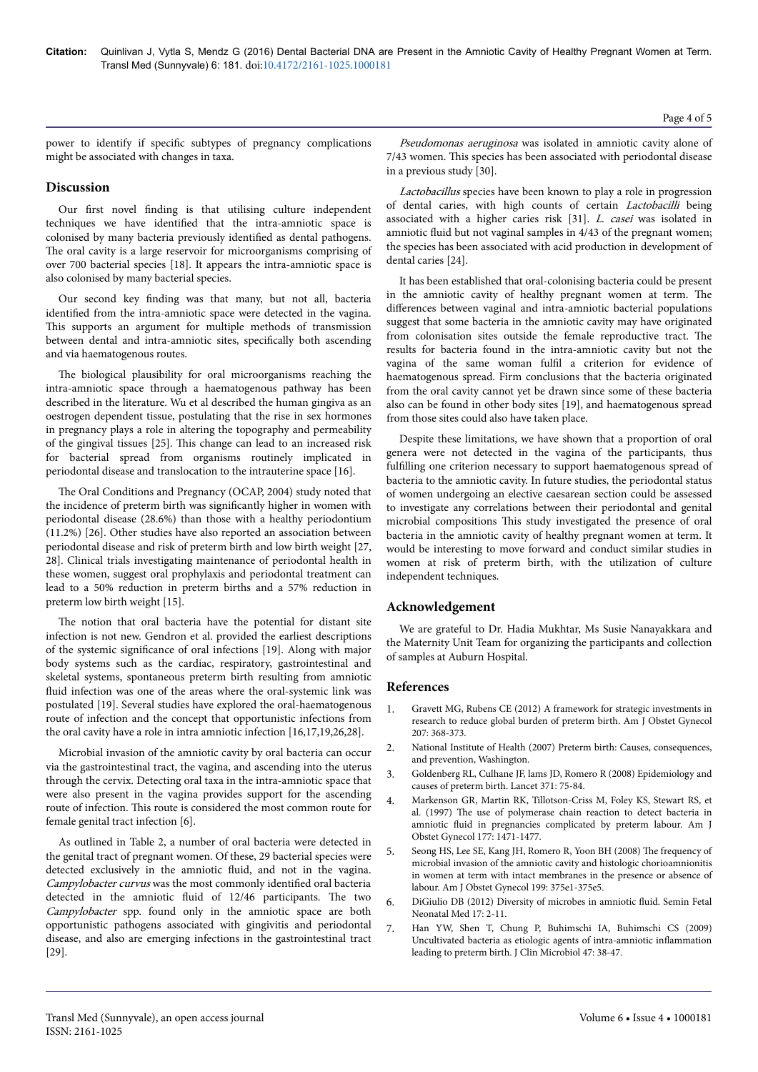power to identify if specific subtypes of pregnancy complications might be associated with changes in taxa.

## Discussion

Our first novel finding is that utilising culture independent techniques we have identified that the intra-amniotic space is colonised by many bacteria previously identified as dental pathogens. The oral cavity is a large reservoir for microorganisms comprising of over 700 bacterial species [18]. It appears the intra-amniotic space is also colonised by many bacterial species.

Our second key finding was that many, but not all, bacteria identified from the intra-amniotic space were detected in the vagina. This supports an argument for multiple methods of transmission between dental and intra-amniotic sites, specifically both ascending and via haematogenous routes.

The biological plausibility for oral microorganisms reaching the intra-amniotic space through a haematogenous pathway has been described in the literature. Wu et al described the human gingiva as an oestrogen dependent tissue, postulating that the rise in sex hormones in pregnancy plays a role in altering the topography and permeability of the gingival tissues [25]. This change can lead to an increased risk for bacterial spread from organisms routinely implicated in periodontal disease and translocation to the intrauterine space [16].

The Oral Conditions and Pregnancy (OCAP, 2004) study noted that the incidence of preterm birth was significantly higher in women with periodontal disease (28.6%) than those with a healthy periodontium (11.2%) [26]. Other studies have also reported an association between periodontal disease and risk of preterm birth and low birth weight [27, 28]. Clinical trials investigating maintenance of periodontal health in these women, suggest oral prophylaxis and periodontal treatment can lead to a 50% reduction in preterm births and a 57% reduction in preterm low birth weight [15].

The notion that oral bacteria have the potential for distant site infection is not new. Gendron et al. provided the earliest descriptions of the systemic significance of oral infections [19]. Along with major body systems such as the cardiac, respiratory, gastrointestinal and skeletal systems, spontaneous preterm birth resulting from amniotic fluid infection was one of the areas where the oral-systemic link was postulated [19]. Several studies have explored the oral-haematogenous route of infection and the concept that opportunistic infections from the oral cavity have a role in intra amniotic infection [16,17,19,26,28].

Microbial invasion of the amniotic cavity by oral bacteria can occur via the gastrointestinal tract, the vagina, and ascending into the uterus through the cervix. Detecting oral taxa in the intra-amniotic space that were also present in the vagina provides support for the ascending route of infection. This route is considered the most common route for female genital tract infection [6].

As outlined in Table 2, a number of oral bacteria were detected in the genital tract of pregnant women. Of these, 29 bacterial species were detected exclusively in the amniotic fluid, and not in the vagina. *Campylobacter curvus* was the most commonly identified oral bacteria detected in the amniotic fluid of 12/46 participants. The two *Campylobacter* spp. found only in the amniotic space are both opportunistic pathogens associated with gingivitis and periodontal disease, and also are emerging infections in the gastrointestinal tract [29].

*Pseudomonas aeruginosa* was isolated in amniotic cavity alone of 7/43 women. This species has been associated with periodontal disease in a previous study [30].

*Lactobacillus* species have been known to play a role in progression of dental caries, with high counts of certain *Lactobacilli* being associated with a higher caries risk [31]. *L. casei* was isolated in amniotic fluid but not vaginal samples in 4/43 of the pregnant women; the species has been associated with acid production in development of dental caries [24].

It has been established that oral-colonising bacteria could be present in the amniotic cavity of healthy pregnant women at term. The differences between vaginal and intra-amniotic bacterial populations suggest that some bacteria in the amniotic cavity may have originated from colonisation sites outside the female reproductive tract. The results for bacteria found in the intra-amniotic cavity but not the vagina of the same woman fulfil a criterion for evidence of haematogenous spread. Firm conclusions that the bacteria originated from the oral cavity cannot yet be drawn since some of these bacteria also can be found in other body sites [19], and haematogenous spread from those sites could also have taken place.

Despite these limitations, we have shown that a proportion of oral genera were not detected in the vagina of the participants, thus fulfilling one criterion necessary to support haematogenous spread of bacteria to the amniotic cavity. In future studies, the periodontal status of women undergoing an elective caesarean section could be assessed to investigate any correlations between their periodontal and genital microbial compositions This study investigated the presence of oral bacteria in the amniotic cavity of healthy pregnant women at term. It would be interesting to move forward and conduct similar studies in women at risk of preterm birth, with the utilization of culture independent techniques.

## Acknowledgement

We are grateful to Dr. Hadia Mukhtar, Ms Susie Nanayakkara and the Maternity Unit Team for organizing the participants and collection of samples at Auburn Hospital.

## References

1. Gravett MG, Rubens CE (2012) A framework for strategic investments in research to reduce global burden of preterm birth. Am J Obstet Gynecol 207: 368-373.
2. National Institute of Health (2007) Preterm birth: Causes, consequences, and prevention, Washington.
3. Goldenberg RL, Culhane JF, Iams JD, Romero R (2008) Epidemiology and causes of preterm birth. Lancet 371: 75-84.
4. Markenson GR, Martin RK, Tillotson-Criss M, Foley KS, Stewart RS, et al. (1997) The use of polymerase chain reaction to detect bacteria in amniotic fluid in pregnancies complicated by preterm labour. Am J Obstet Gynecol 177: 1471-1477.
5. Seong HS, Lee SE, Kang JH, Romero R, Yoon BH (2008) The frequency of microbial invasion of the amniotic cavity and histologic chorioamnionitis in women at term with intact membranes in the presence or absence of labour. Am J Obstet Gynecol 199: 375e1-375e5.
6. DiGiulio DB (2012) Diversity of microbes in amniotic fluid. Semin Fetal Neonatal Med 17: 2-11.
7. Han YW, Shen T, Chung P, Buhimschi IA, Buhimschi CS (2009) Uncultivated bacteria as etiologic agents of intra-amniotic inflammation leading to preterm birth. J Clin Microbiol 47: 38-47.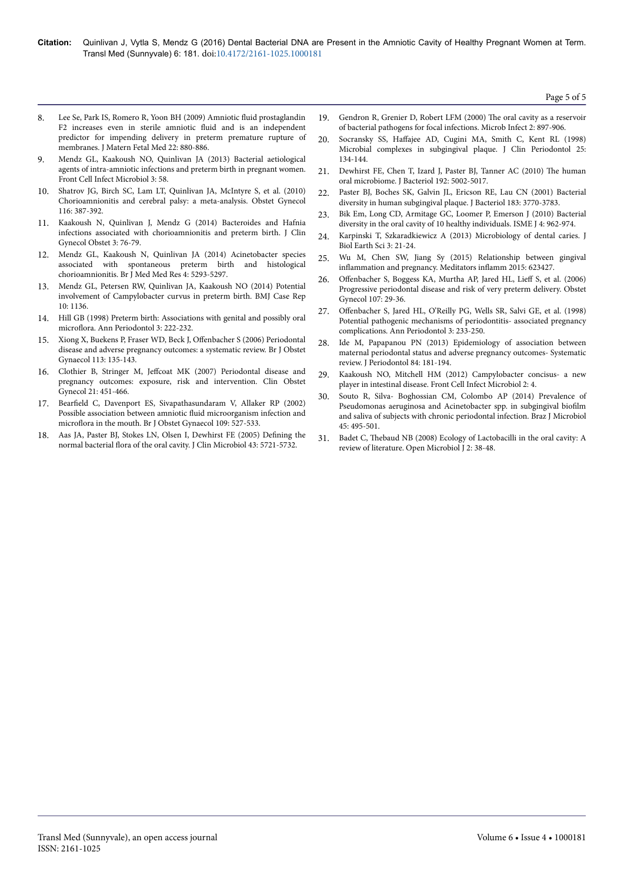8. Lee Se, Park IS, Romero R, Yoon BH (2009) Amniotic fluid prostaglandin F2 increases even in sterile amniotic fluid and is an independent predictor for impending delivery in preterm premature rupture of membranes. J Matern Fetal Med 22: 880-886.
9. Mendz GL, Kaakoush NO, Quinlivan JA (2013) Bacterial aetiological agents of intra-amniotic infections and preterm birth in pregnant women. Front Cell Infect Microbiol 3: 58.
10. Shatrov JG, Birch SC, Lam LT, Quinlivan JA, McIntyre S, et al. (2010) Chorioamnionitis and cerebral palsy: a meta-analysis. Obstet Gynecol 116: 387-392.
11. Kaakoush N, Quinlivan J, Mendz G (2014) Bacteroides and Hafnia infections associated with chorioamnionitis and preterm birth. J Clin Gynecol Obstet 3: 76-79.
12. Mendz GL, Kaakoush N, Quinlivan JA (2014) Acinetobacter species associated with spontaneous preterm birth and histological chorioamnionitis. Br J Med Med Res 4: 5293-5297.
13. Mendz GL, Petersen RW, Quinlivan JA, Kaakoush NO (2014) Potential involvement of Campylobacter curvus in preterm birth. BMJ Case Rep 10: 1136.
14. Hill GB (1998) Preterm birth: Associations with genital and possibly oral microflora. Ann Periodontol 3: 222-232.
15. Xiong X, Buekens P, Fraser WD, Beck J, Offenbacher S (2006) Periodontal disease and adverse pregnancy outcomes: a systematic review. Br J Obstet Gynaecol 113: 135-143.
16. Clothier B, Stringer M, Jeffcoat MK (2007) Periodontal disease and pregnancy outcomes: exposure, risk and intervention. Clin Obstet Gynecol 21: 451-466.
17. Bearfield C, Davenport ES, Sivapathasundaram V, Allaker RP (2002) Possible association between amniotic fluid microorganism infection and microflora in the mouth. Br J Obstet Gynaecol 109: 527-533.
18. Aas JA, Paster BJ, Stokes LN, Olsen I, Dewhirst FE (2005) Defining the normal bacterial flora of the oral cavity. J Clin Microbiol 43: 5721-5732.
19. Gendron R, Grenier D, Robert LFM (2000) The oral cavity as a reservoir of bacterial pathogens for focal infections. Microb Infect 2: 897-906.
20. Socransky SS, Haffajee AD, Cugini MA, Smith C, Kent RL (1998) Microbial complexes in subgingival plaque. J Clin Periodontol 25: 134-144.
21. Dewhirst FE, Chen T, Izard J, Paster BJ, Tanner AC (2010) The human oral microbiome. J Bacteriol 192: 5002-5017.
22. Paster BJ, Boches SK, Galvin JL, Ericson RE, Lau CN (2001) Bacterial diversity in human subgingival plaque. J Bacteriol 183: 3770-3783.
23. Bik Em, Long CD, Armitage GC, Loomer P, Emerson J (2010) Bacterial diversity in the oral cavity of 10 healthy individuals. ISME J 4: 962-974.
24. Karpinski T, Szkaradkiewicz A (2013) Microbiology of dental caries. J Biol Earth Sci 3: 21-24.
25. Wu M, Chen SW, Jiang Sy (2015) Relationship between gingival inflammation and pregnancy. Meditators inflamm 2015: 623427.
26. Offenbacher S, Boggess KA, Murtha AP, Jared HL, Lieff S, et al. (2006) Progressive periodontal disease and risk of very preterm delivery. Obstet Gynecol 107: 29-36.
27. Offenbacher S, Jared HL, O'Reilly PG, Wells SR, Salvi GE, et al. (1998) Potential pathogenic mechanisms of periodontitis- associated pregnancy complications. Ann Periodontol 3: 233-250.
28. Ide M, Papapanou PN (2013) Epidemiology of association between maternal periodontal status and adverse pregnancy outcomes- Systematic review. J Periodontol 84: 181-194.
29. Kaakoush NO, Mitchell HM (2012) Campylobacter concisus- a new player in intestinal disease. Front Cell Infect Microbiol 2: 4.
30. Souto R, Silva- Boghossian CM, Colombo AP (2014) Prevalence of Pseudomonas aeruginosa and Acinetobacter spp. in subgingival biofilm and saliva of subjects with chronic periodontal infection. Braz J Microbiol 45: 495-501.
31. Badet C, Thebaud NB (2008) Ecology of Lactobacilli in the oral cavity: A review of literature. Open Microbiol J 2: 38-48.